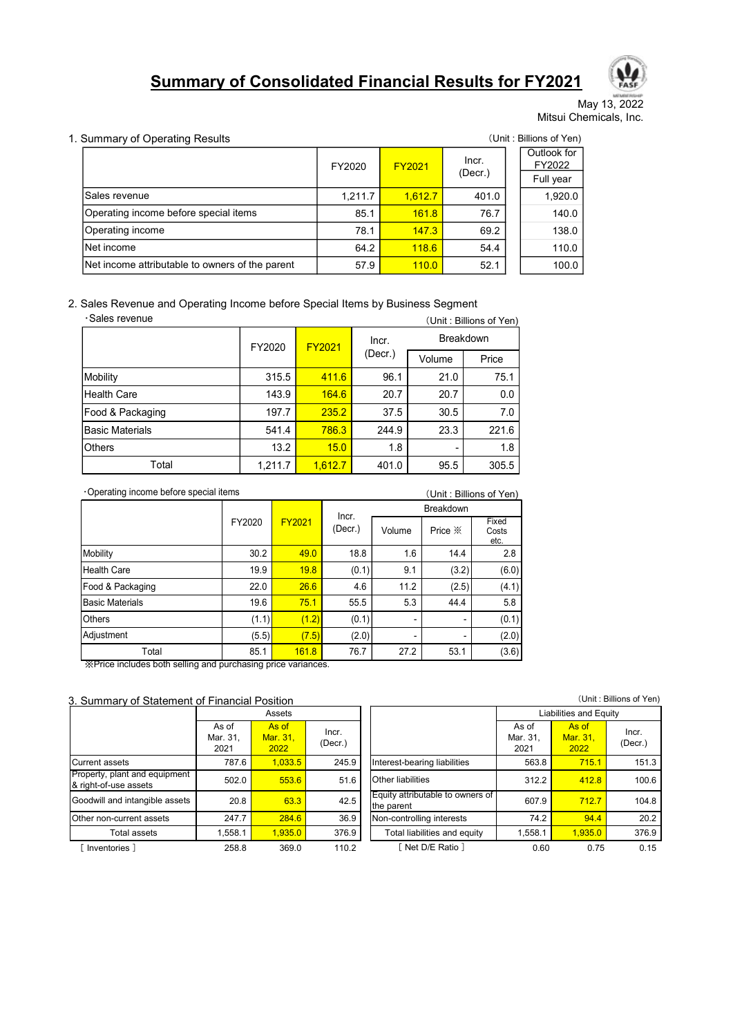# Summary of Consolidated Financial Results for FY2021

May 13, 2022
Mitsui Chemicals, Inc.

## 1. Summary of Operating Results

(Unit : Billions of Yen)

| | FY2020 | FY2021 | Incr. (Decr.) | Outlook for FY2022 Full year |
|---|---|---|---|---|
| Sales revenue | 1,211.7 | 1,612.7 | 401.0 | 1,920.0 |
| Operating income before special items | 85.1 | 161.8 | 76.7 | 140.0 |
| Operating income | 78.1 | 147.3 | 69.2 | 138.0 |
| Net income | 64.2 | 118.6 | 54.4 | 110.0 |
| Net income attributable to owners of the parent | 57.9 | 110.0 | 52.1 | 100.0 |

## 2. Sales Revenue and Operating Income before Special Items by Business Segment

・Sales revenue

(Unit : Billions of Yen)

| | FY2020 | FY2021 | Incr. (Decr.) | Breakdown | |
|---|---|---|---|---|---|
| | | | | Volume | Price |
| Mobility | 315.5 | 411.6 | 96.1 | 21.0 | 75.1 |
| Health Care | 143.9 | 164.6 | 20.7 | 20.7 | 0.0 |
| Food & Packaging | 197.7 | 235.2 | 37.5 | 30.5 | 7.0 |
| Basic Materials | 541.4 | 786.3 | 244.9 | 23.3 | 221.6 |
| Others | 13.2 | 15.0 | 1.8 | - | 1.8 |
| Total | 1,211.7 | 1,612.7 | 401.0 | 95.5 | 305.5 |

・Operating income before special items

(Unit : Billions of Yen)

| | FY2020 | FY2021 | Incr. (Decr.) | Breakdown | | |
|---|---|---|---|---|---|---|
| | | | | Volume | Price ※ | Fixed Costs etc. |
| Mobility | 30.2 | 49.0 | 18.8 | 1.6 | 14.4 | 2.8 |
| Health Care | 19.9 | 19.8 | (0.1) | 9.1 | (3.2) | (6.0) |
| Food & Packaging | 22.0 | 26.6 | 4.6 | 11.2 | (2.5) | (4.1) |
| Basic Materials | 19.6 | 75.1 | 55.5 | 5.3 | 44.4 | 5.8 |
| Others | (1.1) | (1.2) | (0.1) | - | - | (0.1) |
| Adjustment | (5.5) | (7.5) | (2.0) | - | - | (2.0) |
| Total | 85.1 | 161.8 | 76.7 | 27.2 | 53.1 | (3.6) |

※Price includes both selling and purchasing price variances.

## 3. Summary of Statement of Financial Position

(Unit : Billions of Yen)

| Assets | As of Mar. 31, 2021 | As of Mar. 31, 2022 | Incr. (Decr.) |
|---|---|---|---|
| Current assets | 787.6 | 1,033.5 | 245.9 |
| Property, plant and equipment & right-of-use assets | 502.0 | 553.6 | 51.6 |
| Goodwill and intangible assets | 20.8 | 63.3 | 42.5 |
| Other non-current assets | 247.7 | 284.6 | 36.9 |
| Total assets | 1,558.1 | 1,935.0 | 376.9 |
| [ Inventories ] | 258.8 | 369.0 | 110.2 |

| Liabilities and Equity | As of Mar. 31, 2021 | As of Mar. 31, 2022 | Incr. (Decr.) |
|---|---|---|---|
| Interest-bearing liabilities | 563.8 | 715.1 | 151.3 |
| Other liabilities | 312.2 | 412.8 | 100.6 |
| Equity attributable to owners of the parent | 607.9 | 712.7 | 104.8 |
| Non-controlling interests | 74.2 | 94.4 | 20.2 |
| Total liabilities and equity | 1,558.1 | 1,935.0 | 376.9 |
| [ Net D/E Ratio ] | 0.60 | 0.75 | 0.15 |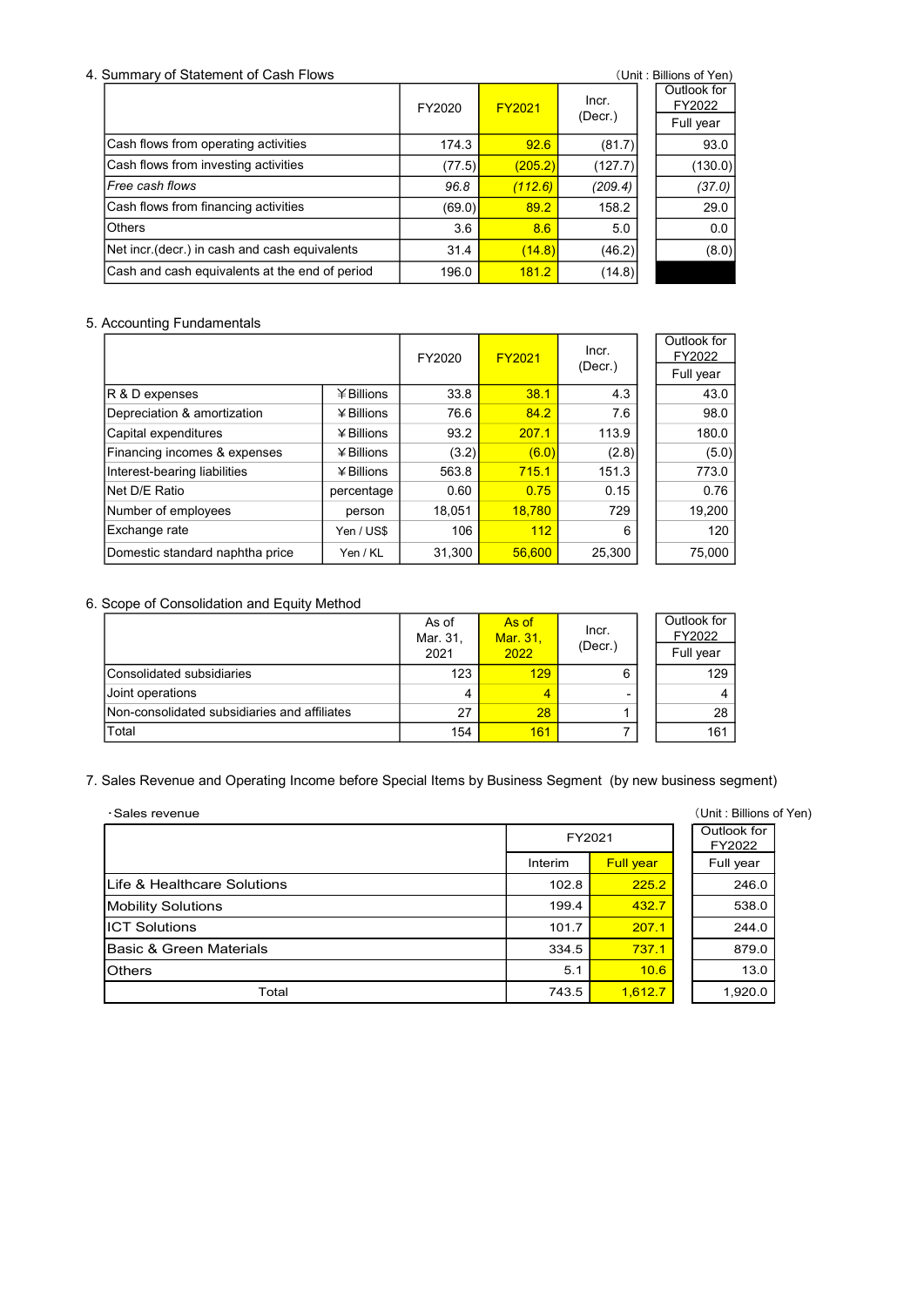## 4. Summary of Statement of Cash Flows

（Unit : Billions of Yen)

| | FY2020 | FY2021 | Incr. (Decr.) | Outlook for FY2022 Full year |
|---|---|---|---|---|
| Cash flows from operating activities | 174.3 | 92.6 | (81.7) | 93.0 |
| Cash flows from investing activities | (77.5) | (205.2) | (127.7) | (130.0) |
| *Free cash flows* | *96.8* | *(112.6)* | *(209.4)* | *(37.0)* |
| Cash flows from financing activities | (69.0) | 89.2 | 158.2 | 29.0 |
| Others | 3.6 | 8.6 | 5.0 | 0.0 |
| Net incr.(decr.) in cash and cash equivalents | 31.4 | (14.8) | (46.2) | (8.0) |
| Cash and cash equivalents at the end of period | 196.0 | 181.2 | (14.8) | |

## 5. Accounting Fundamentals

| | | FY2020 | FY2021 | Incr. (Decr.) | Outlook for FY2022 Full year |
|---|---|---|---|---|---|
| R & D expenses | ￥Billions | 33.8 | 38.1 | 4.3 | 43.0 |
| Depreciation & amortization | ￥Billions | 76.6 | 84.2 | 7.6 | 98.0 |
| Capital expenditures | ￥Billions | 93.2 | 207.1 | 113.9 | 180.0 |
| Financing incomes & expenses | ￥Billions | (3.2) | (6.0) | (2.8) | (5.0) |
| Interest-bearing liabilities | ￥Billions | 563.8 | 715.1 | 151.3 | 773.0 |
| Net D/E Ratio | percentage | 0.60 | 0.75 | 0.15 | 0.76 |
| Number of employees | person | 18,051 | 18,780 | 729 | 19,200 |
| Exchange rate | Yen / US$ | 106 | 112 | 6 | 120 |
| Domestic standard naphtha price | Yen / KL | 31,300 | 56,600 | 25,300 | 75,000 |

## 6. Scope of Consolidation and Equity Method

| | As of Mar. 31, 2021 | As of Mar. 31, 2022 | Incr. (Decr.) | Outlook for FY2022 Full year |
|---|---|---|---|---|
| Consolidated subsidiaries | 123 | 129 | 6 | 129 |
| Joint operations | 4 | 4 | - | 4 |
| Non-consolidated subsidiaries and affiliates | 27 | 28 | 1 | 28 |
| Total | 154 | 161 | 7 | 161 |

## 7. Sales Revenue and Operating Income before Special Items by Business Segment (by new business segment)

・Sales revenue

（Unit : Billions of Yen)

| | FY2021 | | Outlook for FY2022 |
|---|---|---|---|
| | Interim | Full year | Full year |
| Life & Healthcare Solutions | 102.8 | 225.2 | 246.0 |
| Mobility Solutions | 199.4 | 432.7 | 538.0 |
| ICT Solutions | 101.7 | 207.1 | 244.0 |
| Basic & Green Materials | 334.5 | 737.1 | 879.0 |
| Others | 5.1 | 10.6 | 13.0 |
| Total | 743.5 | 1,612.7 | 1,920.0 |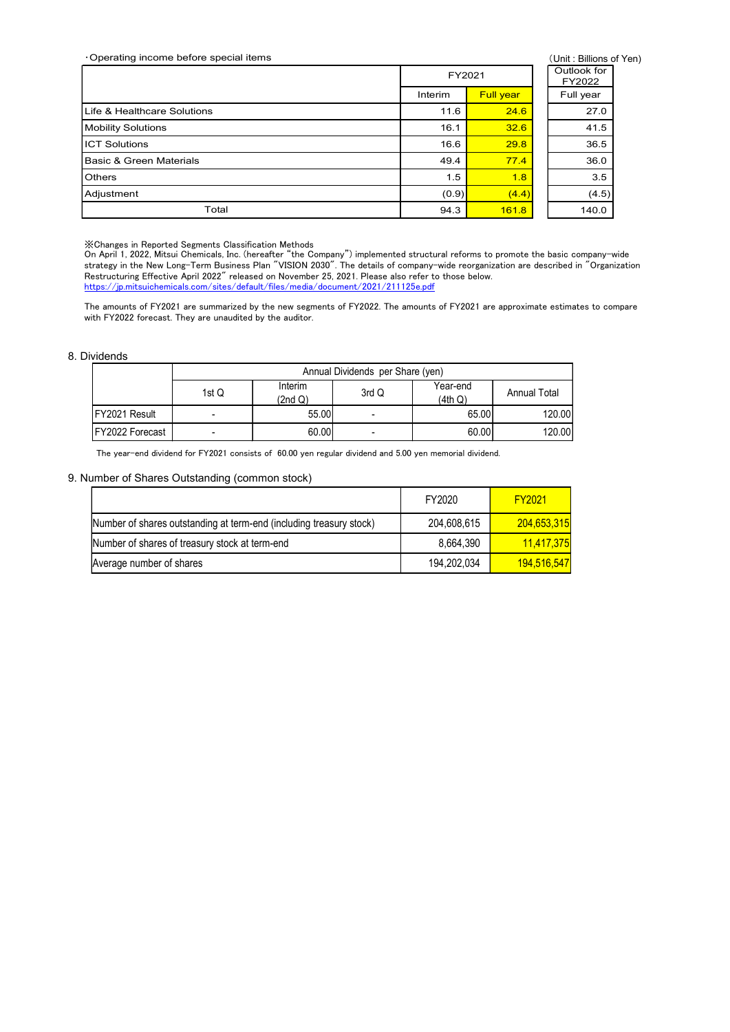・Operating income before special items

(Unit : Billions of Yen)

| | FY2021 | | Outlook for FY2022 |
|---|---|---|---|
| | Interim | Full year | Full year |
| Life & Healthcare Solutions | 11.6 | 24.6 | 27.0 |
| Mobility Solutions | 16.1 | 32.6 | 41.5 |
| ICT Solutions | 16.6 | 29.8 | 36.5 |
| Basic & Green Materials | 49.4 | 77.4 | 36.0 |
| Others | 1.5 | 1.8 | 3.5 |
| Adjustment | (0.9) | (4.4) | (4.5) |
| Total | 94.3 | 161.8 | 140.0 |

※Changes in Reported Segments Classification Methods
On April 1, 2022, Mitsui Chemicals, Inc. (hereafter "the Company") implemented structural reforms to promote the basic company-wide strategy in the New Long-Term Business Plan "VISION 2030". The details of company-wide reorganization are described in "Organization Restructuring Effective April 2022" released on November 25, 2021. Please also refer to those below.
https://jp.mitsuichemicals.com/sites/default/files/media/document/2021/211125e.pdf

The amounts of FY2021 are summarized by the new segments of FY2022. The amounts of FY2021 are approximate estimates to compare with FY2022 forecast. They are unaudited by the auditor.

## 8. Dividends

| | Annual Dividends per Share (yen) | | | | |
|---|---|---|---|---|---|
| | 1st Q | Interim (2nd Q) | 3rd Q | Year-end (4th Q) | Annual Total |
| FY2021 Result | - | 55.00 | - | 65.00 | 120.00 |
| FY2022 Forecast | - | 60.00 | - | 60.00 | 120.00 |

The year-end dividend for FY2021 consists of 60.00 yen regular dividend and 5.00 yen memorial dividend.

## 9. Number of Shares Outstanding (common stock)

| | FY2020 | FY2021 |
|---|---|---|
| Number of shares outstanding at term-end (including treasury stock) | 204,608,615 | 204,653,315 |
| Number of shares of treasury stock at term-end | 8,664,390 | 11,417,375 |
| Average number of shares | 194,202,034 | 194,516,547 |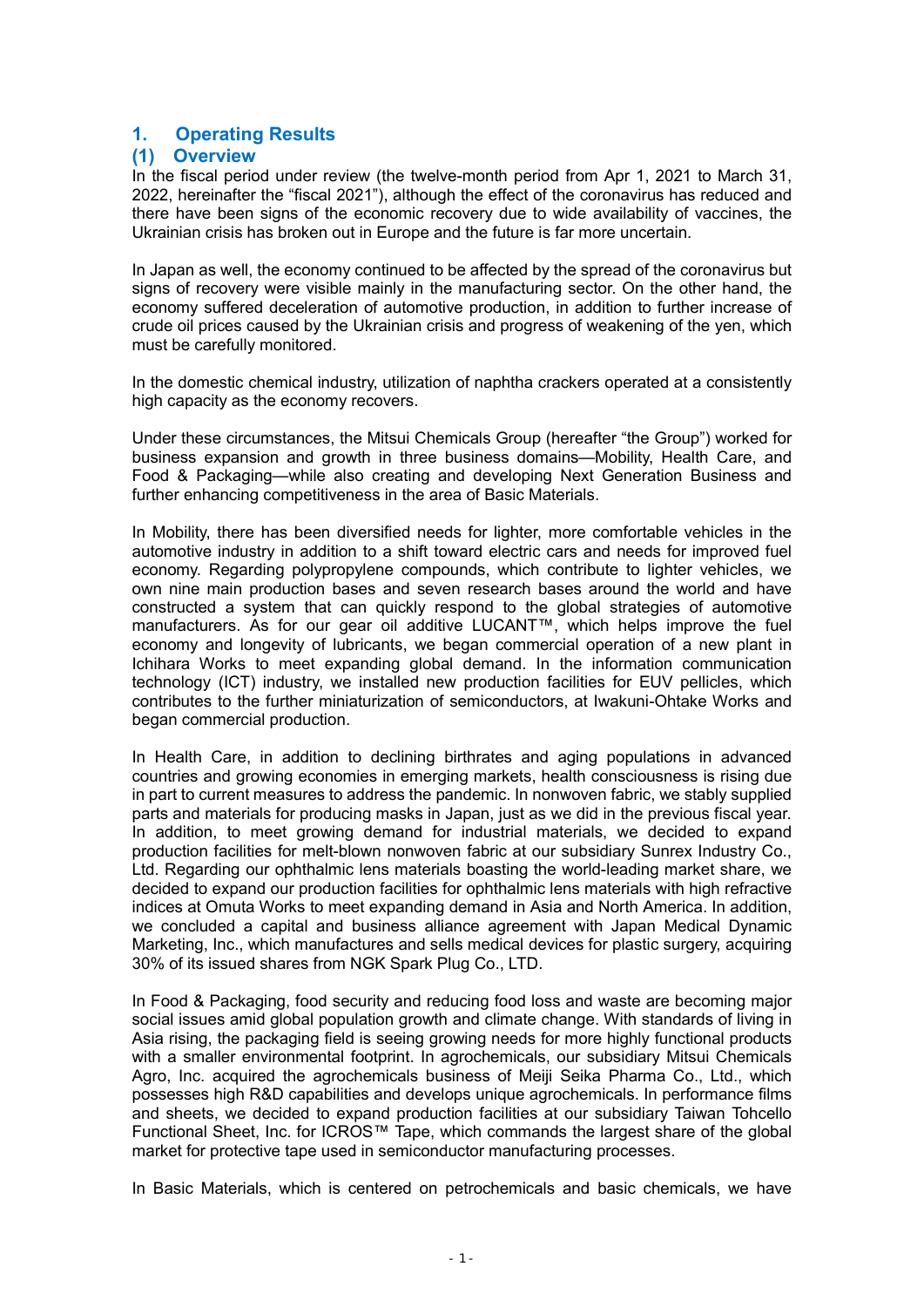# 1. Operating Results

## (1) Overview

In the fiscal period under review (the twelve-month period from Apr 1, 2021 to March 31, 2022, hereinafter the "fiscal 2021"), although the effect of the coronavirus has reduced and there have been signs of the economic recovery due to wide availability of vaccines, the Ukrainian crisis has broken out in Europe and the future is far more uncertain.

In Japan as well, the economy continued to be affected by the spread of the coronavirus but signs of recovery were visible mainly in the manufacturing sector. On the other hand, the economy suffered deceleration of automotive production, in addition to further increase of crude oil prices caused by the Ukrainian crisis and progress of weakening of the yen, which must be carefully monitored.

In the domestic chemical industry, utilization of naphtha crackers operated at a consistently high capacity as the economy recovers.

Under these circumstances, the Mitsui Chemicals Group (hereafter "the Group") worked for business expansion and growth in three business domains—Mobility, Health Care, and Food & Packaging—while also creating and developing Next Generation Business and further enhancing competitiveness in the area of Basic Materials.

In Mobility, there has been diversified needs for lighter, more comfortable vehicles in the automotive industry in addition to a shift toward electric cars and needs for improved fuel economy. Regarding polypropylene compounds, which contribute to lighter vehicles, we own nine main production bases and seven research bases around the world and have constructed a system that can quickly respond to the global strategies of automotive manufacturers. As for our gear oil additive LUCANT™, which helps improve the fuel economy and longevity of lubricants, we began commercial operation of a new plant in Ichihara Works to meet expanding global demand. In the information communication technology (ICT) industry, we installed new production facilities for EUV pellicles, which contributes to the further miniaturization of semiconductors, at Iwakuni-Ohtake Works and began commercial production.

In Health Care, in addition to declining birthrates and aging populations in advanced countries and growing economies in emerging markets, health consciousness is rising due in part to current measures to address the pandemic. In nonwoven fabric, we stably supplied parts and materials for producing masks in Japan, just as we did in the previous fiscal year. In addition, to meet growing demand for industrial materials, we decided to expand production facilities for melt-blown nonwoven fabric at our subsidiary Sunrex Industry Co., Ltd. Regarding our ophthalmic lens materials boasting the world-leading market share, we decided to expand our production facilities for ophthalmic lens materials with high refractive indices at Omuta Works to meet expanding demand in Asia and North America. In addition, we concluded a capital and business alliance agreement with Japan Medical Dynamic Marketing, Inc., which manufactures and sells medical devices for plastic surgery, acquiring 30% of its issued shares from NGK Spark Plug Co., LTD.

In Food & Packaging, food security and reducing food loss and waste are becoming major social issues amid global population growth and climate change. With standards of living in Asia rising, the packaging field is seeing growing needs for more highly functional products with a smaller environmental footprint. In agrochemicals, our subsidiary Mitsui Chemicals Agro, Inc. acquired the agrochemicals business of Meiji Seika Pharma Co., Ltd., which possesses high R&D capabilities and develops unique agrochemicals. In performance films and sheets, we decided to expand production facilities at our subsidiary Taiwan Tohcello Functional Sheet, Inc. for ICROS™ Tape, which commands the largest share of the global market for protective tape used in semiconductor manufacturing processes.

In Basic Materials, which is centered on petrochemicals and basic chemicals, we have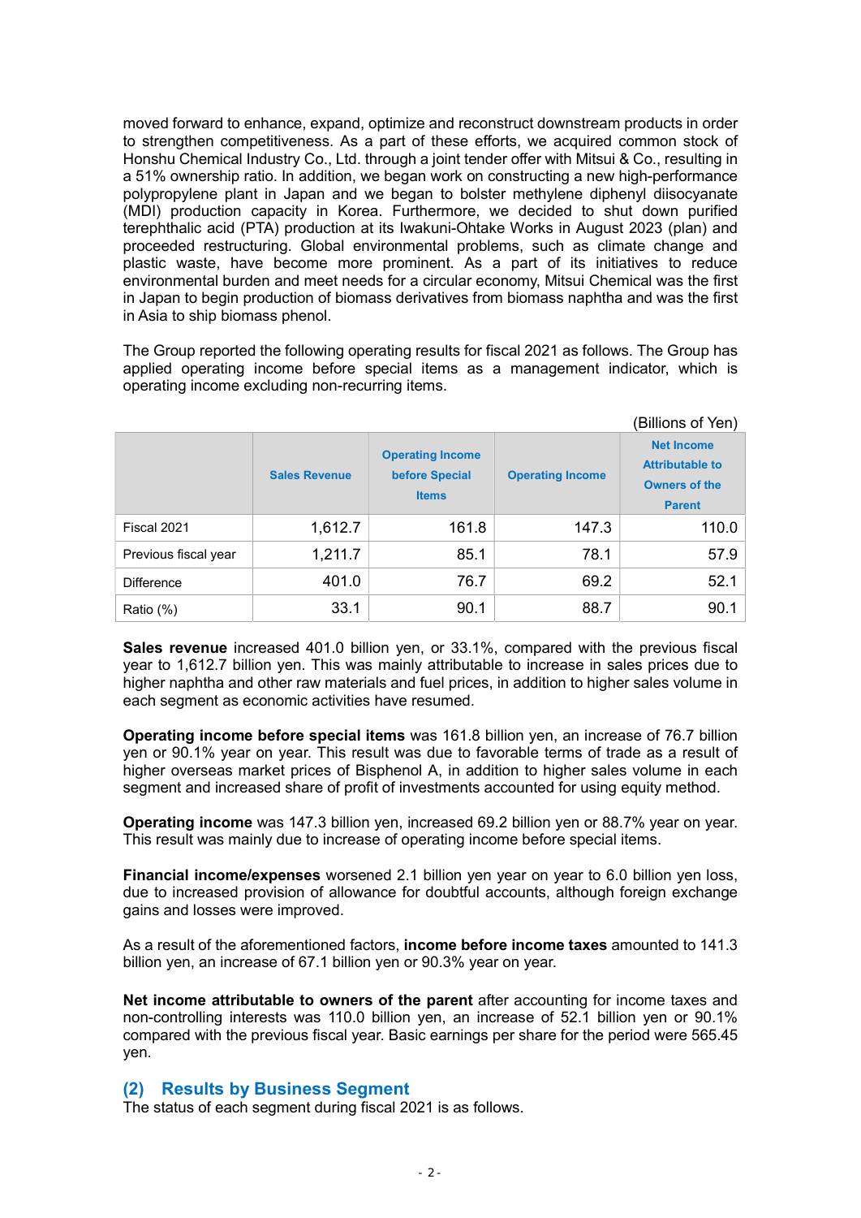moved forward to enhance, expand, optimize and reconstruct downstream products in order to strengthen competitiveness. As a part of these efforts, we acquired common stock of Honshu Chemical Industry Co., Ltd. through a joint tender offer with Mitsui & Co., resulting in a 51% ownership ratio. In addition, we began work on constructing a new high-performance polypropylene plant in Japan and we began to bolster methylene diphenyl diisocyanate (MDI) production capacity in Korea. Furthermore, we decided to shut down purified terephthalic acid (PTA) production at its Iwakuni-Ohtake Works in August 2023 (plan) and proceeded restructuring. Global environmental problems, such as climate change and plastic waste, have become more prominent. As a part of its initiatives to reduce environmental burden and meet needs for a circular economy, Mitsui Chemical was the first in Japan to begin production of biomass derivatives from biomass naphtha and was the first in Asia to ship biomass phenol.

The Group reported the following operating results for fiscal 2021 as follows. The Group has applied operating income before special items as a management indicator, which is operating income excluding non-recurring items.

(Billions of Yen)

| | Sales Revenue | Operating Income before Special Items | Operating Income | Net Income Attributable to Owners of the Parent |
|---|---|---|---|---|
| Fiscal 2021 | 1,612.7 | 161.8 | 147.3 | 110.0 |
| Previous fiscal year | 1,211.7 | 85.1 | 78.1 | 57.9 |
| Difference | 401.0 | 76.7 | 69.2 | 52.1 |
| Ratio (%) | 33.1 | 90.1 | 88.7 | 90.1 |

**Sales revenue** increased 401.0 billion yen, or 33.1%, compared with the previous fiscal year to 1,612.7 billion yen. This was mainly attributable to increase in sales prices due to higher naphtha and other raw materials and fuel prices, in addition to higher sales volume in each segment as economic activities have resumed.

**Operating income before special items** was 161.8 billion yen, an increase of 76.7 billion yen or 90.1% year on year. This result was due to favorable terms of trade as a result of higher overseas market prices of Bisphenol A, in addition to higher sales volume in each segment and increased share of profit of investments accounted for using equity method.

**Operating income** was 147.3 billion yen, increased 69.2 billion yen or 88.7% year on year. This result was mainly due to increase of operating income before special items.

**Financial income/expenses** worsened 2.1 billion yen year on year to 6.0 billion yen loss, due to increased provision of allowance for doubtful accounts, although foreign exchange gains and losses were improved.

As a result of the aforementioned factors, **income before income taxes** amounted to 141.3 billion yen, an increase of 67.1 billion yen or 90.3% year on year.

**Net income attributable to owners of the parent** after accounting for income taxes and non-controlling interests was 110.0 billion yen, an increase of 52.1 billion yen or 90.1% compared with the previous fiscal year. Basic earnings per share for the period were 565.45 yen.

## (2) Results by Business Segment

The status of each segment during fiscal 2021 is as follows.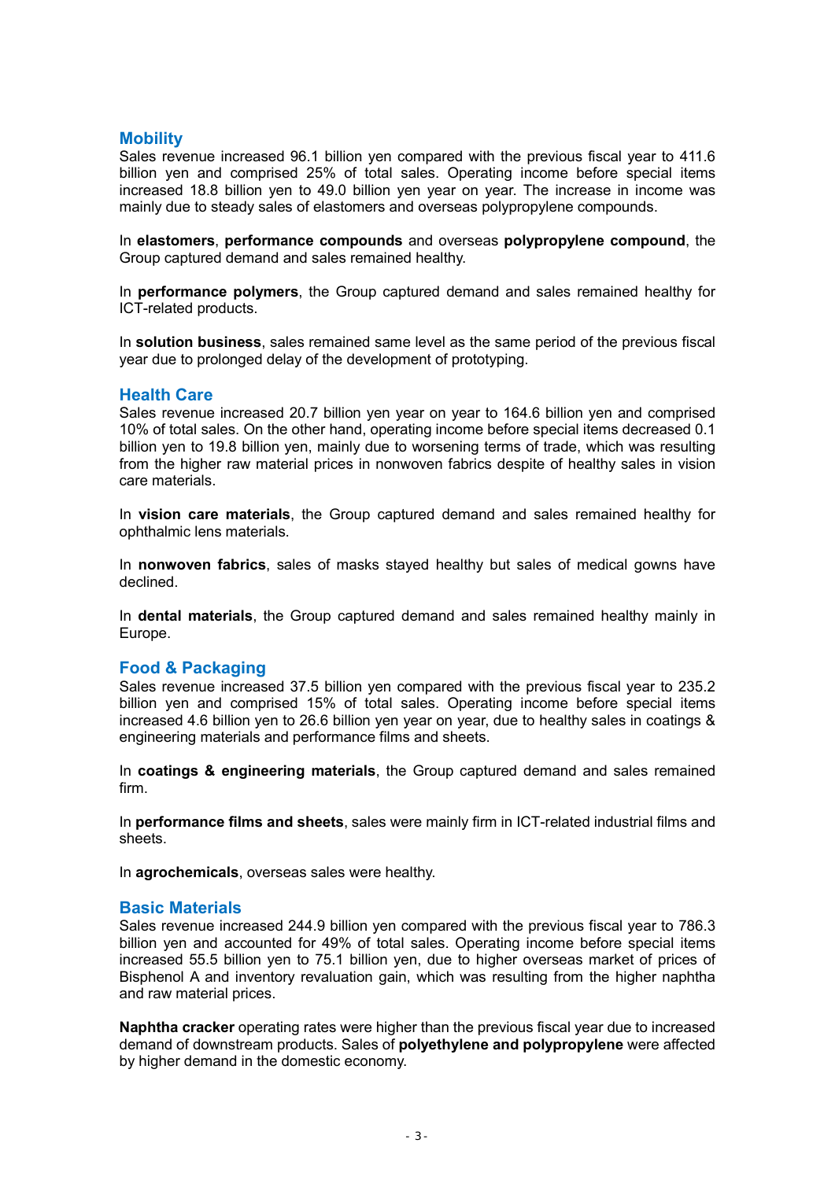## Mobility

Sales revenue increased 96.1 billion yen compared with the previous fiscal year to 411.6 billion yen and comprised 25% of total sales. Operating income before special items increased 18.8 billion yen to 49.0 billion yen year on year. The increase in income was mainly due to steady sales of elastomers and overseas polypropylene compounds.

In **elastomers**, **performance compounds** and overseas **polypropylene compound**, the Group captured demand and sales remained healthy.

In **performance polymers**, the Group captured demand and sales remained healthy for ICT-related products.

In **solution business**, sales remained same level as the same period of the previous fiscal year due to prolonged delay of the development of prototyping.

## Health Care

Sales revenue increased 20.7 billion yen year on year to 164.6 billion yen and comprised 10% of total sales. On the other hand, operating income before special items decreased 0.1 billion yen to 19.8 billion yen, mainly due to worsening terms of trade, which was resulting from the higher raw material prices in nonwoven fabrics despite of healthy sales in vision care materials.

In **vision care materials**, the Group captured demand and sales remained healthy for ophthalmic lens materials.

In **nonwoven fabrics**, sales of masks stayed healthy but sales of medical gowns have declined.

In **dental materials**, the Group captured demand and sales remained healthy mainly in Europe.

## Food & Packaging

Sales revenue increased 37.5 billion yen compared with the previous fiscal year to 235.2 billion yen and comprised 15% of total sales. Operating income before special items increased 4.6 billion yen to 26.6 billion yen year on year, due to healthy sales in coatings & engineering materials and performance films and sheets.

In **coatings & engineering materials**, the Group captured demand and sales remained firm.

In **performance films and sheets**, sales were mainly firm in ICT-related industrial films and sheets.

In **agrochemicals**, overseas sales were healthy.

## Basic Materials

Sales revenue increased 244.9 billion yen compared with the previous fiscal year to 786.3 billion yen and accounted for 49% of total sales. Operating income before special items increased 55.5 billion yen to 75.1 billion yen, due to higher overseas market of prices of Bisphenol A and inventory revaluation gain, which was resulting from the higher naphtha and raw material prices.

**Naphtha cracker** operating rates were higher than the previous fiscal year due to increased demand of downstream products. Sales of **polyethylene and polypropylene** were affected by higher demand in the domestic economy.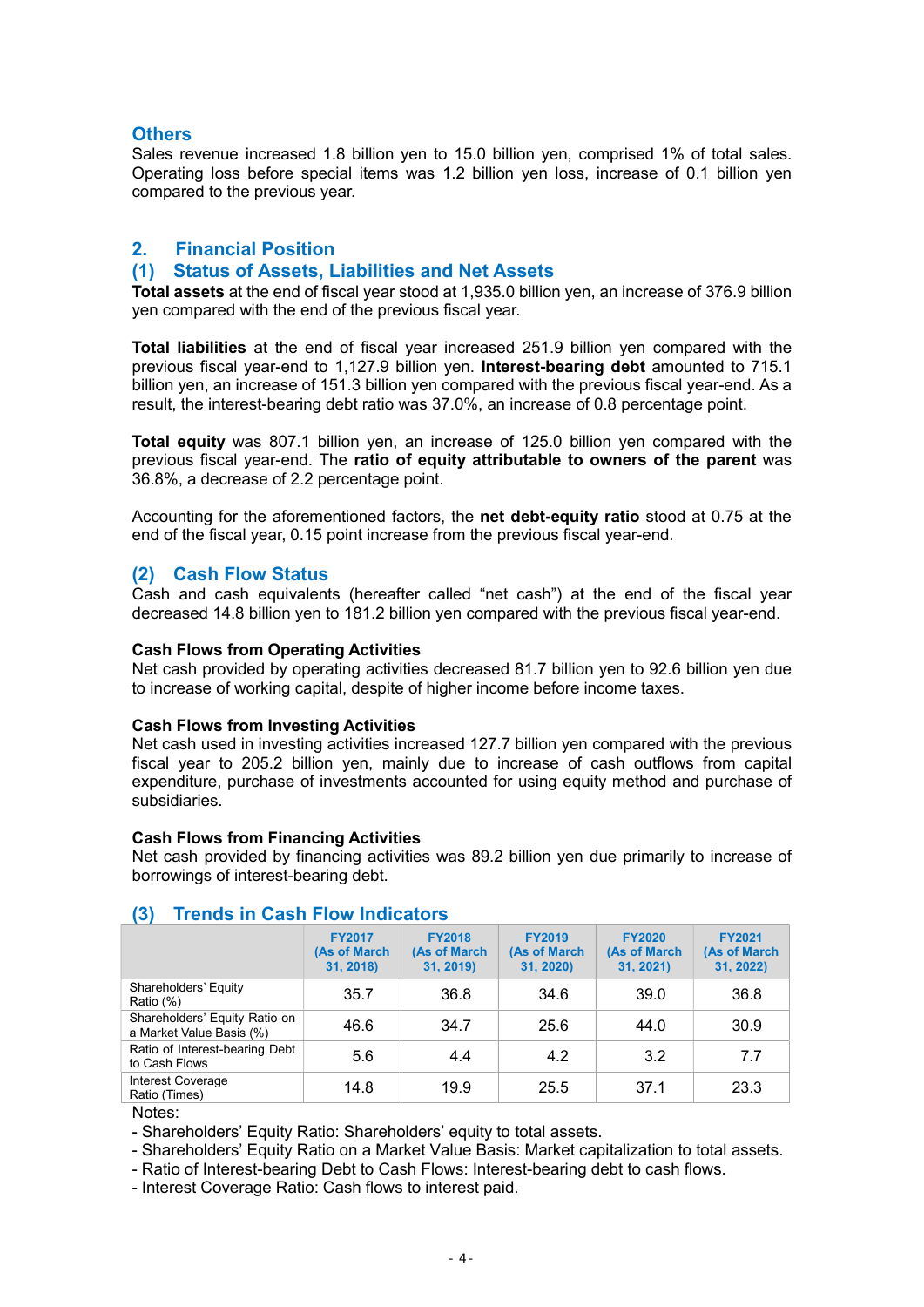### Others

Sales revenue increased 1.8 billion yen to 15.0 billion yen, comprised 1% of total sales. Operating loss before special items was 1.2 billion yen loss, increase of 0.1 billion yen compared to the previous year.

## 2. Financial Position

### (1) Status of Assets, Liabilities and Net Assets

**Total assets** at the end of fiscal year stood at 1,935.0 billion yen, an increase of 376.9 billion yen compared with the end of the previous fiscal year.

**Total liabilities** at the end of fiscal year increased 251.9 billion yen compared with the previous fiscal year-end to 1,127.9 billion yen. **Interest-bearing debt** amounted to 715.1 billion yen, an increase of 151.3 billion yen compared with the previous fiscal year-end. As a result, the interest-bearing debt ratio was 37.0%, an increase of 0.8 percentage point.

**Total equity** was 807.1 billion yen, an increase of 125.0 billion yen compared with the previous fiscal year-end. The **ratio of equity attributable to owners of the parent** was 36.8%, a decrease of 2.2 percentage point.

Accounting for the aforementioned factors, the **net debt-equity ratio** stood at 0.75 at the end of the fiscal year, 0.15 point increase from the previous fiscal year-end.

### (2) Cash Flow Status

Cash and cash equivalents (hereafter called "net cash") at the end of the fiscal year decreased 14.8 billion yen to 181.2 billion yen compared with the previous fiscal year-end.

**Cash Flows from Operating Activities**

Net cash provided by operating activities decreased 81.7 billion yen to 92.6 billion yen due to increase of working capital, despite of higher income before income taxes.

**Cash Flows from Investing Activities**

Net cash used in investing activities increased 127.7 billion yen compared with the previous fiscal year to 205.2 billion yen, mainly due to increase of cash outflows from capital expenditure, purchase of investments accounted for using equity method and purchase of subsidiaries.

**Cash Flows from Financing Activities**

Net cash provided by financing activities was 89.2 billion yen due primarily to increase of borrowings of interest-bearing debt.

### (3) Trends in Cash Flow Indicators

| | FY2017 (As of March 31, 2018) | FY2018 (As of March 31, 2019) | FY2019 (As of March 31, 2020) | FY2020 (As of March 31, 2021) | FY2021 (As of March 31, 2022) |
|---|---|---|---|---|---|
| Shareholders' Equity Ratio (%) | 35.7 | 36.8 | 34.6 | 39.0 | 36.8 |
| Shareholders' Equity Ratio on a Market Value Basis (%) | 46.6 | 34.7 | 25.6 | 44.0 | 30.9 |
| Ratio of Interest-bearing Debt to Cash Flows | 5.6 | 4.4 | 4.2 | 3.2 | 7.7 |
| Interest Coverage Ratio (Times) | 14.8 | 19.9 | 25.5 | 37.1 | 23.3 |

Notes:

- Shareholders' Equity Ratio: Shareholders' equity to total assets.
- Shareholders' Equity Ratio on a Market Value Basis: Market capitalization to total assets.
- Ratio of Interest-bearing Debt to Cash Flows: Interest-bearing debt to cash flows.
- Interest Coverage Ratio: Cash flows to interest paid.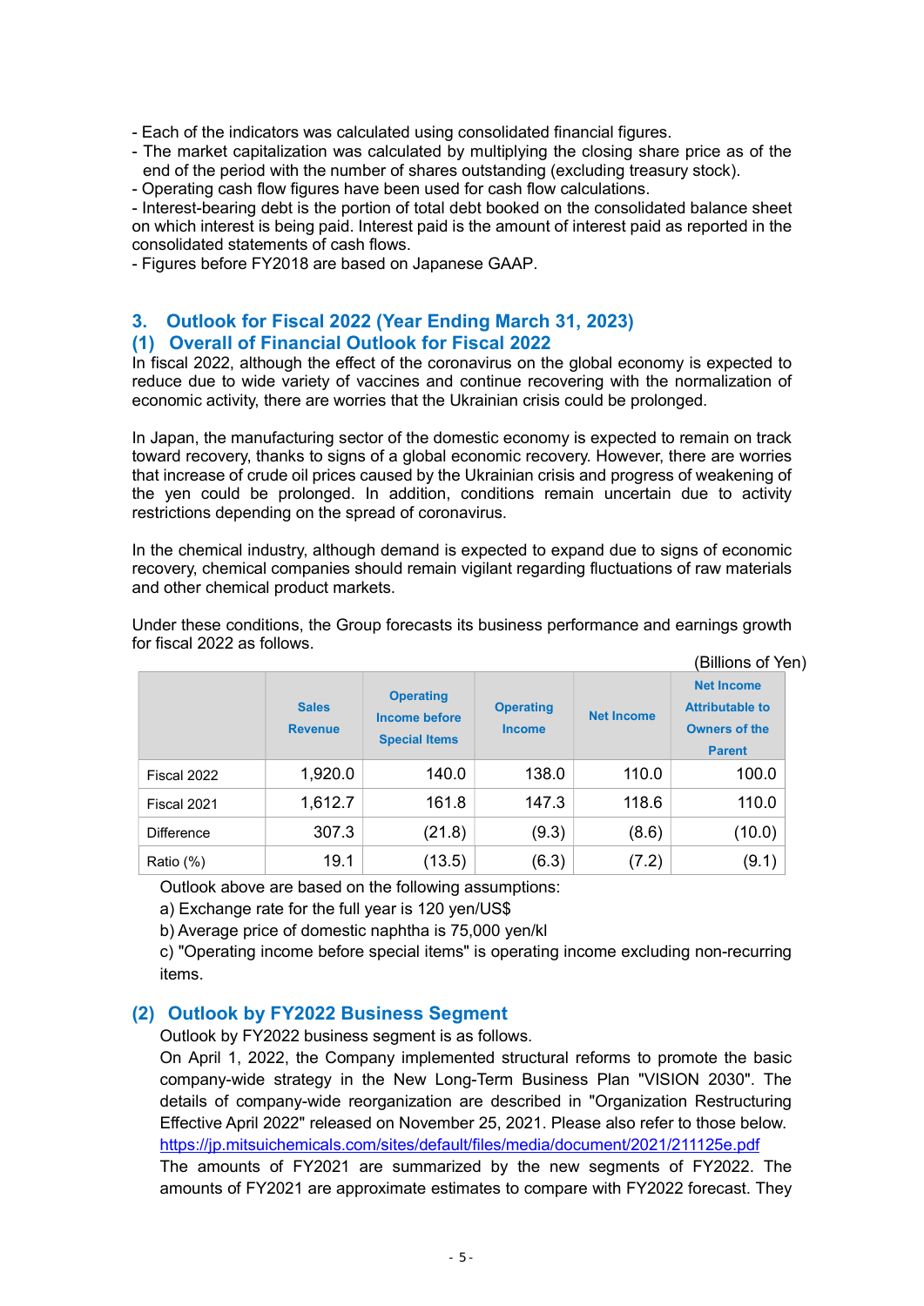- Each of the indicators was calculated using consolidated financial figures.
- The market capitalization was calculated by multiplying the closing share price as of the end of the period with the number of shares outstanding (excluding treasury stock).
- Operating cash flow figures have been used for cash flow calculations.
- Interest-bearing debt is the portion of total debt booked on the consolidated balance sheet on which interest is being paid. Interest paid is the amount of interest paid as reported in the consolidated statements of cash flows.
- Figures before FY2018 are based on Japanese GAAP.

## 3. Outlook for Fiscal 2022 (Year Ending March 31, 2023)

### (1) Overall of Financial Outlook for Fiscal 2022

In fiscal 2022, although the effect of the coronavirus on the global economy is expected to reduce due to wide variety of vaccines and continue recovering with the normalization of economic activity, there are worries that the Ukrainian crisis could be prolonged.

In Japan, the manufacturing sector of the domestic economy is expected to remain on track toward recovery, thanks to signs of a global economic recovery. However, there are worries that increase of crude oil prices caused by the Ukrainian crisis and progress of weakening of the yen could be prolonged. In addition, conditions remain uncertain due to activity restrictions depending on the spread of coronavirus.

In the chemical industry, although demand is expected to expand due to signs of economic recovery, chemical companies should remain vigilant regarding fluctuations of raw materials and other chemical product markets.

Under these conditions, the Group forecasts its business performance and earnings growth for fiscal 2022 as follows.

(Billions of Yen)

| | Sales Revenue | Operating Income before Special Items | Operating Income | Net Income | Net Income Attributable to Owners of the Parent |
|---|---|---|---|---|---|
| Fiscal 2022 | 1,920.0 | 140.0 | 138.0 | 110.0 | 100.0 |
| Fiscal 2021 | 1,612.7 | 161.8 | 147.3 | 118.6 | 110.0 |
| Difference | 307.3 | (21.8) | (9.3) | (8.6) | (10.0) |
| Ratio (%) | 19.1 | (13.5) | (6.3) | (7.2) | (9.1) |

Outlook above are based on the following assumptions:

a) Exchange rate for the full year is 120 yen/US$

b) Average price of domestic naphtha is 75,000 yen/kl

c) "Operating income before special items" is operating income excluding non-recurring items.

### (2) Outlook by FY2022 Business Segment

Outlook by FY2022 business segment is as follows.

On April 1, 2022, the Company implemented structural reforms to promote the basic company-wide strategy in the New Long-Term Business Plan "VISION 2030". The details of company-wide reorganization are described in "Organization Restructuring Effective April 2022" released on November 25, 2021. Please also refer to those below.

https://jp.mitsuichemicals.com/sites/default/files/media/document/2021/211125e.pdf

The amounts of FY2021 are summarized by the new segments of FY2022. The amounts of FY2021 are approximate estimates to compare with FY2022 forecast. They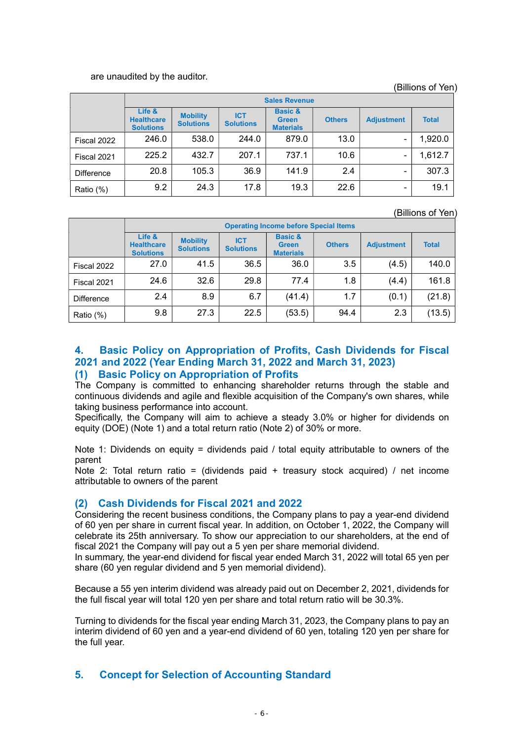are unaudited by the auditor.

(Billions of Yen)

| | Sales Revenue | | | | | | |
|---|---|---|---|---|---|---|---|
| | Life & Healthcare Solutions | Mobility Solutions | ICT Solutions | Basic & Green Materials | Others | Adjustment | Total |
| Fiscal 2022 | 246.0 | 538.0 | 244.0 | 879.0 | 13.0 | - | 1,920.0 |
| Fiscal 2021 | 225.2 | 432.7 | 207.1 | 737.1 | 10.6 | - | 1,612.7 |
| Difference | 20.8 | 105.3 | 36.9 | 141.9 | 2.4 | - | 307.3 |
| Ratio (%) | 9.2 | 24.3 | 17.8 | 19.3 | 22.6 | - | 19.1 |

(Billions of Yen)

| | Operating Income before Special Items | | | | | | |
|---|---|---|---|---|---|---|---|
| | Life & Healthcare Solutions | Mobility Solutions | ICT Solutions | Basic & Green Materials | Others | Adjustment | Total |
| Fiscal 2022 | 27.0 | 41.5 | 36.5 | 36.0 | 3.5 | (4.5) | 140.0 |
| Fiscal 2021 | 24.6 | 32.6 | 29.8 | 77.4 | 1.8 | (4.4) | 161.8 |
| Difference | 2.4 | 8.9 | 6.7 | (41.4) | 1.7 | (0.1) | (21.8) |
| Ratio (%) | 9.8 | 27.3 | 22.5 | (53.5) | 94.4 | 2.3 | (13.5) |

## 4. Basic Policy on Appropriation of Profits, Cash Dividends for Fiscal 2021 and 2022 (Year Ending March 31, 2022 and March 31, 2023)

### (1) Basic Policy on Appropriation of Profits

The Company is committed to enhancing shareholder returns through the stable and continuous dividends and agile and flexible acquisition of the Company's own shares, while taking business performance into account.
Specifically, the Company will aim to achieve a steady 3.0% or higher for dividends on equity (DOE) (Note 1) and a total return ratio (Note 2) of 30% or more.

Note 1: Dividends on equity = dividends paid / total equity attributable to owners of the parent
Note 2: Total return ratio = (dividends paid + treasury stock acquired) / net income attributable to owners of the parent

### (2) Cash Dividends for Fiscal 2021 and 2022

Considering the recent business conditions, the Company plans to pay a year-end dividend of 60 yen per share in current fiscal year. In addition, on October 1, 2022, the Company will celebrate its 25th anniversary. To show our appreciation to our shareholders, at the end of fiscal 2021 the Company will pay out a 5 yen per share memorial dividend.
In summary, the year-end dividend for fiscal year ended March 31, 2022 will total 65 yen per share (60 yen regular dividend and 5 yen memorial dividend).

Because a 55 yen interim dividend was already paid out on December 2, 2021, dividends for the full fiscal year will total 120 yen per share and total return ratio will be 30.3%.

Turning to dividends for the fiscal year ending March 31, 2023, the Company plans to pay an interim dividend of 60 yen and a year-end dividend of 60 yen, totaling 120 yen per share for the full year.

## 5. Concept for Selection of Accounting Standard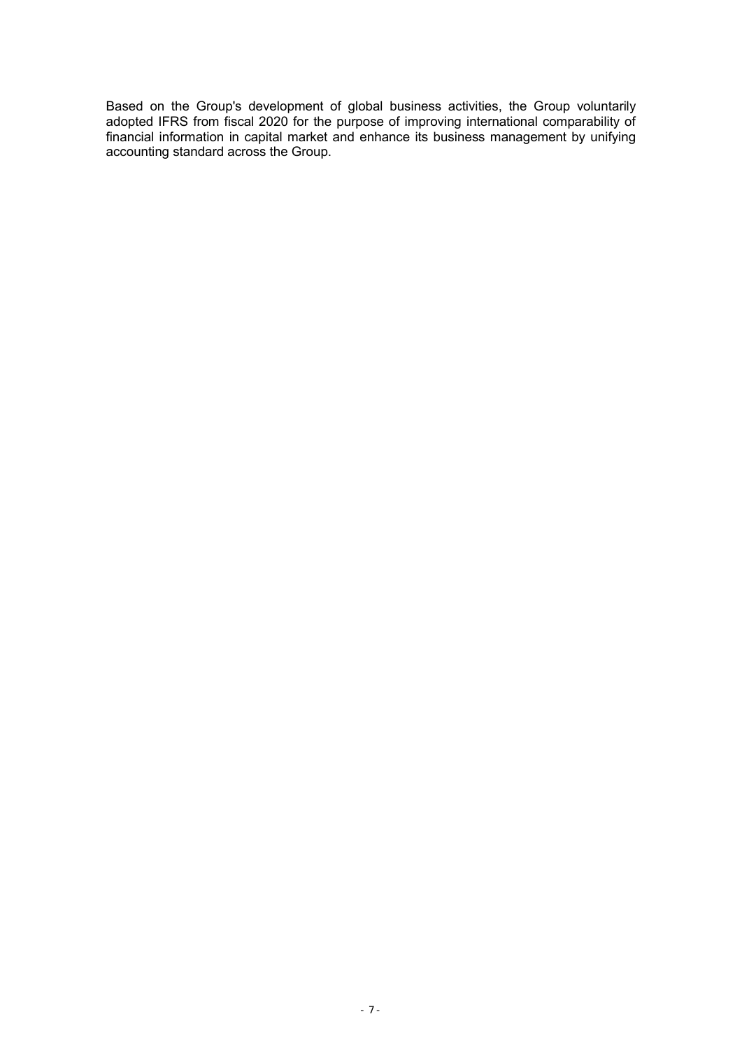Based on the Group's development of global business activities, the Group voluntarily adopted IFRS from fiscal 2020 for the purpose of improving international comparability of financial information in capital market and enhance its business management by unifying accounting standard across the Group.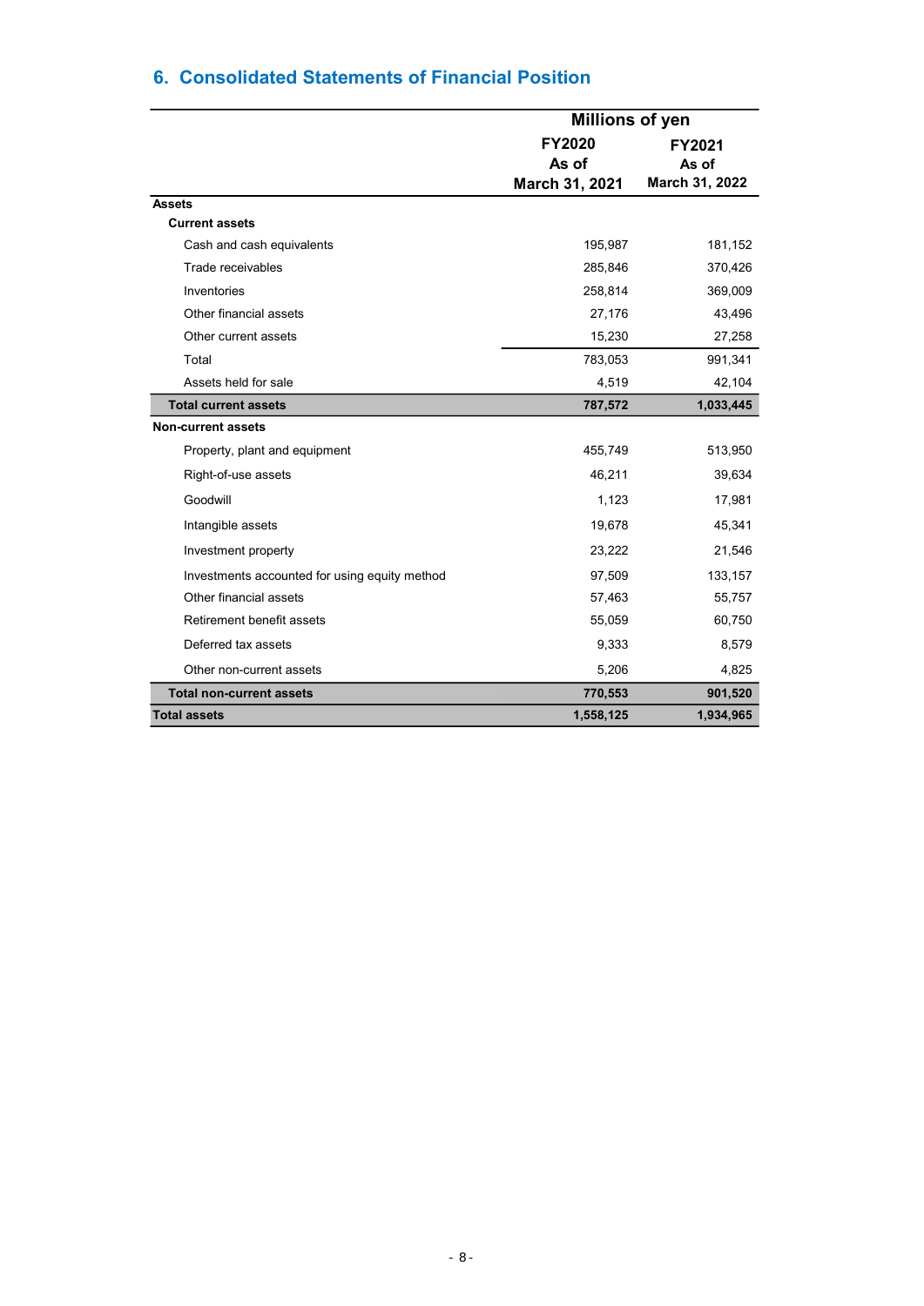## 6. Consolidated Statements of Financial Position

| | Millions of yen | |
|---|---|---|
| | FY2020<br>As of<br>March 31, 2021 | FY2021<br>As of<br>March 31, 2022 |
| **Assets** | | |
| **Current assets** | | |
| Cash and cash equivalents | 195,987 | 181,152 |
| Trade receivables | 285,846 | 370,426 |
| Inventories | 258,814 | 369,009 |
| Other financial assets | 27,176 | 43,496 |
| Other current assets | 15,230 | 27,258 |
| Total | 783,053 | 991,341 |
| Assets held for sale | 4,519 | 42,104 |
| **Total current assets** | **787,572** | **1,033,445** |
| **Non-current assets** | | |
| Property, plant and equipment | 455,749 | 513,950 |
| Right-of-use assets | 46,211 | 39,634 |
| Goodwill | 1,123 | 17,981 |
| Intangible assets | 19,678 | 45,341 |
| Investment property | 23,222 | 21,546 |
| Investments accounted for using equity method | 97,509 | 133,157 |
| Other financial assets | 57,463 | 55,757 |
| Retirement benefit assets | 55,059 | 60,750 |
| Deferred tax assets | 9,333 | 8,579 |
| Other non-current assets | 5,206 | 4,825 |
| **Total non-current assets** | **770,553** | **901,520** |
| **Total assets** | **1,558,125** | **1,934,965** |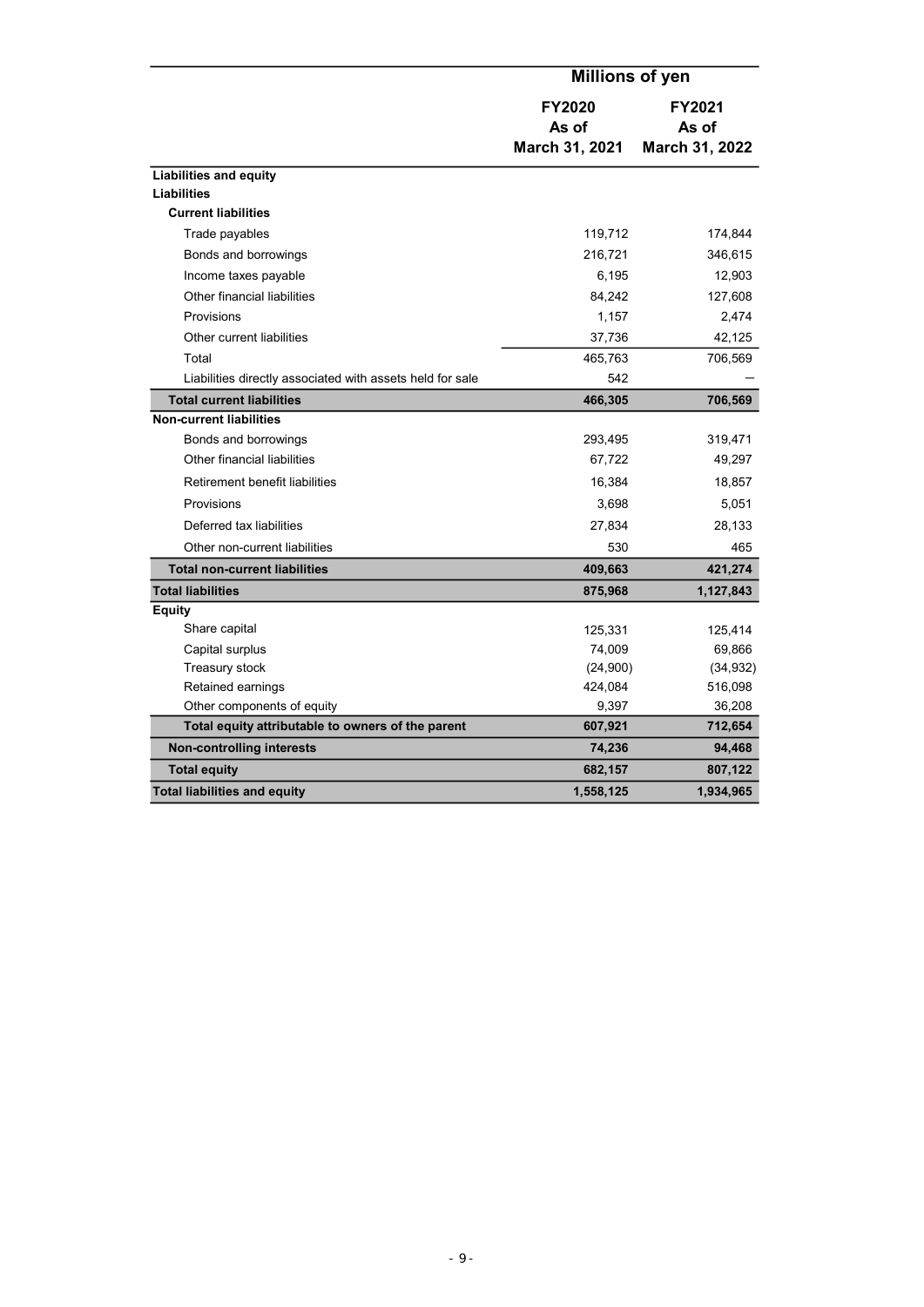| | Millions of yen | |
|---|---|---|
| | FY2020 As of March 31, 2021 | FY2021 As of March 31, 2022 |
| **Liabilities and equity** | | |
| **Liabilities** | | |
| **Current liabilities** | | |
| Trade payables | 119,712 | 174,844 |
| Bonds and borrowings | 216,721 | 346,615 |
| Income taxes payable | 6,195 | 12,903 |
| Other financial liabilities | 84,242 | 127,608 |
| Provisions | 1,157 | 2,474 |
| Other current liabilities | 37,736 | 42,125 |
| Total | 465,763 | 706,569 |
| Liabilities directly associated with assets held for sale | 542 | ― |
| **Total current liabilities** | **466,305** | **706,569** |
| **Non-current liabilities** | | |
| Bonds and borrowings | 293,495 | 319,471 |
| Other financial liabilities | 67,722 | 49,297 |
| Retirement benefit liabilities | 16,384 | 18,857 |
| Provisions | 3,698 | 5,051 |
| Deferred tax liabilities | 27,834 | 28,133 |
| Other non-current liabilities | 530 | 465 |
| **Total non-current liabilities** | **409,663** | **421,274** |
| **Total liabilities** | **875,968** | **1,127,843** |
| **Equity** | | |
| Share capital | 125,331 | 125,414 |
| Capital surplus | 74,009 | 69,866 |
| Treasury stock | (24,900) | (34,932) |
| Retained earnings | 424,084 | 516,098 |
| Other components of equity | 9,397 | 36,208 |
| **Total equity attributable to owners of the parent** | **607,921** | **712,654** |
| **Non-controlling interests** | **74,236** | **94,468** |
| **Total equity** | **682,157** | **807,122** |
| **Total liabilities and equity** | **1,558,125** | **1,934,965** |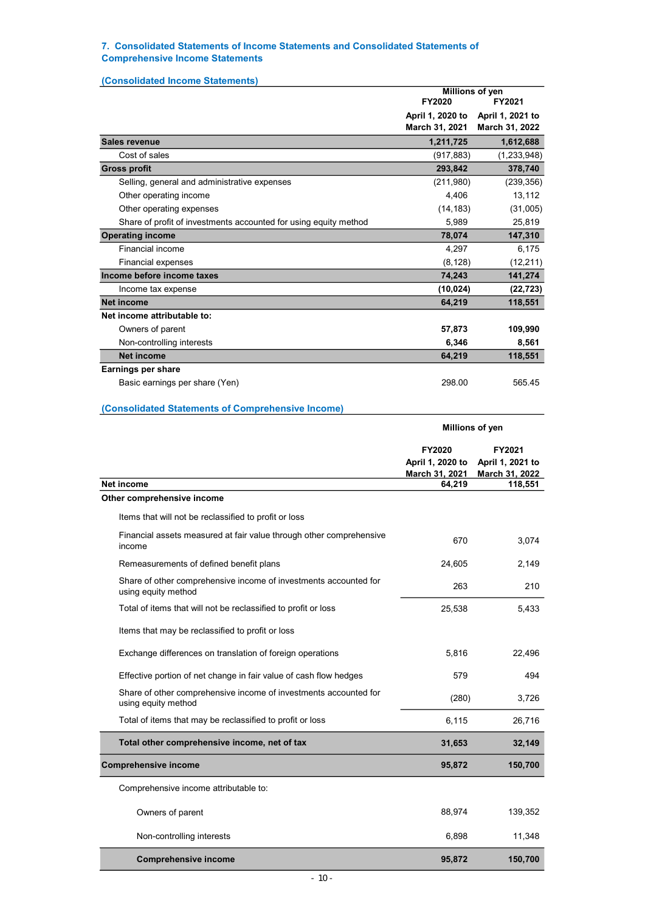## 7. Consolidated Statements of Income Statements and Consolidated Statements of Comprehensive Income Statements

### (Consolidated Income Statements)

| | Millions of yen | |
|---|---|---|
| | FY2020 | FY2021 |
| | April 1, 2020 to March 31, 2021 | April 1, 2021 to March 31, 2022 |
| **Sales revenue** | **1,211,725** | **1,612,688** |
| Cost of sales | (917,883) | (1,233,948) |
| **Gross profit** | **293,842** | **378,740** |
| Selling, general and administrative expenses | (211,980) | (239,356) |
| Other operating income | 4,406 | 13,112 |
| Other operating expenses | (14,183) | (31,005) |
| Share of profit of investments accounted for using equity method | 5,989 | 25,819 |
| **Operating income** | **78,074** | **147,310** |
| Financial income | 4,297 | 6,175 |
| Financial expenses | (8,128) | (12,211) |
| **Income before income taxes** | **74,243** | **141,274** |
| Income tax expense | **(10,024)** | **(22,723)** |
| **Net income** | **64,219** | **118,551** |
| **Net income attributable to:** | | |
| Owners of parent | **57,873** | **109,990** |
| Non-controlling interests | **6,346** | **8,561** |
| **Net income** | **64,219** | **118,551** |
| **Earnings per share** | | |
| Basic earnings per share (Yen) | 298.00 | 565.45 |

### (Consolidated Statements of Comprehensive Income)

| | Millions of yen | |
|---|---|---|
| | FY2020 | FY2021 |
| | April 1, 2020 to March 31, 2021 | April 1, 2021 to March 31, 2022 |
| **Net income** | **64,219** | **118,551** |
| **Other comprehensive income** | | |
| Items that will not be reclassified to profit or loss | | |
| Financial assets measured at fair value through other comprehensive income | 670 | 3,074 |
| Remeasurements of defined benefit plans | 24,605 | 2,149 |
| Share of other comprehensive income of investments accounted for using equity method | 263 | 210 |
| Total of items that will not be reclassified to profit or loss | 25,538 | 5,433 |
| Items that may be reclassified to profit or loss | | |
| Exchange differences on translation of foreign operations | 5,816 | 22,496 |
| Effective portion of net change in fair value of cash flow hedges | 579 | 494 |
| Share of other comprehensive income of investments accounted for using equity method | (280) | 3,726 |
| Total of items that may be reclassified to profit or loss | 6,115 | 26,716 |
| **Total other comprehensive income, net of tax** | **31,653** | **32,149** |
| **Comprehensive income** | **95,872** | **150,700** |
| Comprehensive income attributable to: | | |
| Owners of parent | 88,974 | 139,352 |
| Non-controlling interests | 6,898 | 11,348 |
| **Comprehensive income** | **95,872** | **150,700** |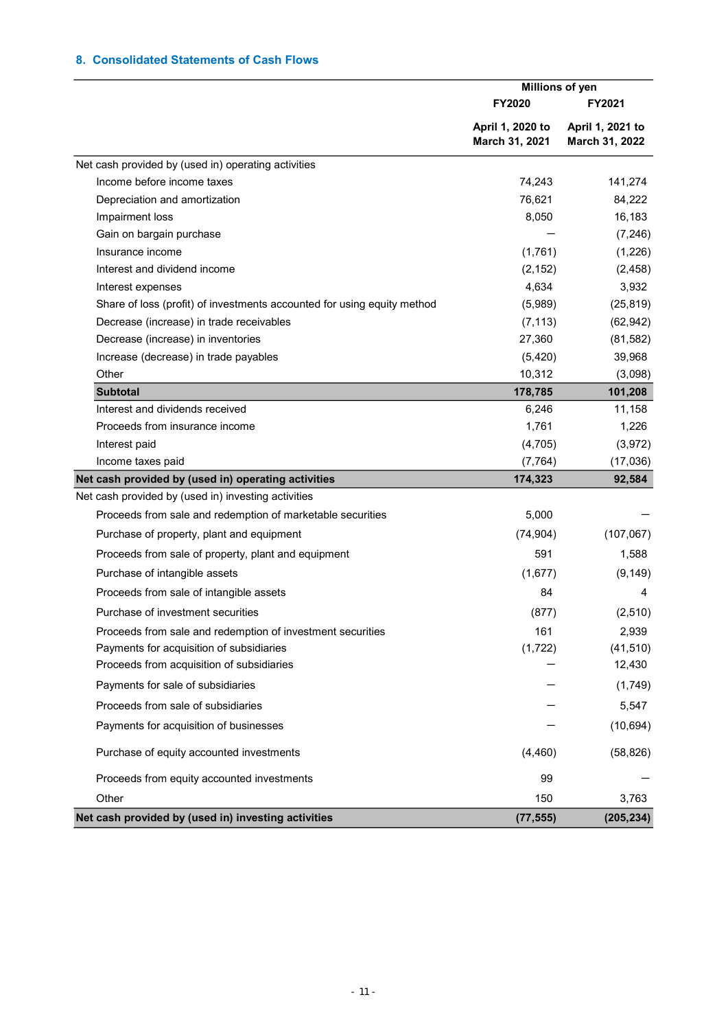## 8. Consolidated Statements of Cash Flows

| | Millions of yen | |
|---|---|---|
| | FY2020 | FY2021 |
| | April 1, 2020 to March 31, 2021 | April 1, 2021 to March 31, 2022 |
| Net cash provided by (used in) operating activities | | |
| Income before income taxes | 74,243 | 141,274 |
| Depreciation and amortization | 76,621 | 84,222 |
| Impairment loss | 8,050 | 16,183 |
| Gain on bargain purchase | — | (7,246) |
| Insurance income | (1,761) | (1,226) |
| Interest and dividend income | (2,152) | (2,458) |
| Interest expenses | 4,634 | 3,932 |
| Share of loss (profit) of investments accounted for using equity method | (5,989) | (25,819) |
| Decrease (increase) in trade receivables | (7,113) | (62,942) |
| Decrease (increase) in inventories | 27,360 | (81,582) |
| Increase (decrease) in trade payables | (5,420) | 39,968 |
| Other | 10,312 | (3,098) |
| **Subtotal** | **178,785** | **101,208** |
| Interest and dividends received | 6,246 | 11,158 |
| Proceeds from insurance income | 1,761 | 1,226 |
| Interest paid | (4,705) | (3,972) |
| Income taxes paid | (7,764) | (17,036) |
| **Net cash provided by (used in) operating activities** | **174,323** | **92,584** |
| Net cash provided by (used in) investing activities | | |
| Proceeds from sale and redemption of marketable securities | 5,000 | — |
| Purchase of property, plant and equipment | (74,904) | (107,067) |
| Proceeds from sale of property, plant and equipment | 591 | 1,588 |
| Purchase of intangible assets | (1,677) | (9,149) |
| Proceeds from sale of intangible assets | 84 | 4 |
| Purchase of investment securities | (877) | (2,510) |
| Proceeds from sale and redemption of investment securities | 161 | 2,939 |
| Payments for acquisition of subsidiaries | (1,722) | (41,510) |
| Proceeds from acquisition of subsidiaries | — | 12,430 |
| Payments for sale of subsidiaries | — | (1,749) |
| Proceeds from sale of subsidiaries | — | 5,547 |
| Payments for acquisition of businesses | — | (10,694) |
| Purchase of equity accounted investments | (4,460) | (58,826) |
| Proceeds from equity accounted investments | 99 | — |
| Other | 150 | 3,763 |
| **Net cash provided by (used in) investing activities** | **(77,555)** | **(205,234)** |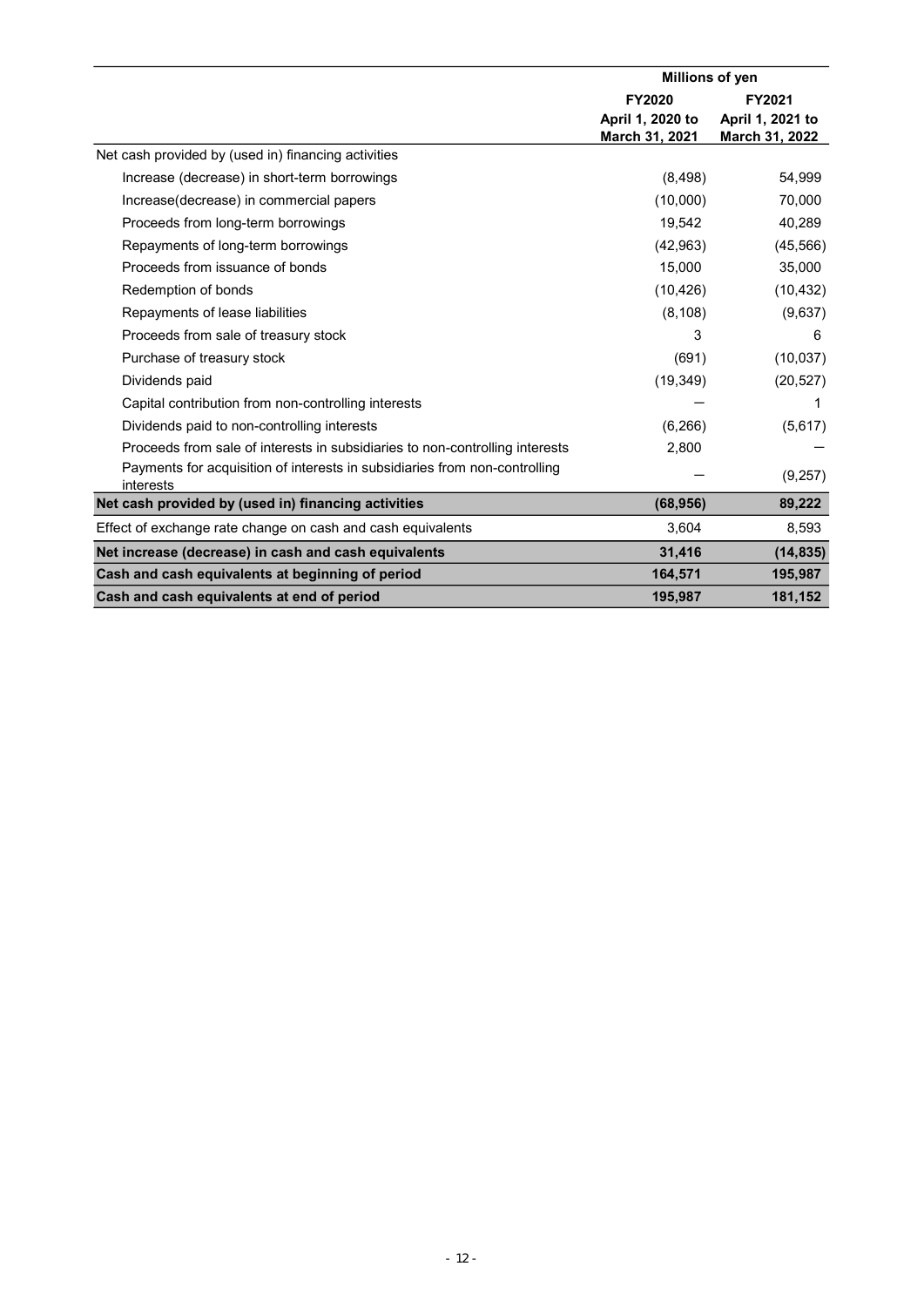| | Millions of yen | |
|---|---|---|
| | FY2020<br>April 1, 2020 to<br>March 31, 2021 | FY2021<br>April 1, 2021 to<br>March 31, 2022 |
| Net cash provided by (used in) financing activities | | |
| Increase (decrease) in short-term borrowings | (8,498) | 54,999 |
| Increase(decrease) in commercial papers | (10,000) | 70,000 |
| Proceeds from long-term borrowings | 19,542 | 40,289 |
| Repayments of long-term borrowings | (42,963) | (45,566) |
| Proceeds from issuance of bonds | 15,000 | 35,000 |
| Redemption of bonds | (10,426) | (10,432) |
| Repayments of lease liabilities | (8,108) | (9,637) |
| Proceeds from sale of treasury stock | 3 | 6 |
| Purchase of treasury stock | (691) | (10,037) |
| Dividends paid | (19,349) | (20,527) |
| Capital contribution from non-controlling interests | ― | 1 |
| Dividends paid to non-controlling interests | (6,266) | (5,617) |
| Proceeds from sale of interests in subsidiaries to non-controlling interests | 2,800 | ― |
| Payments for acquisition of interests in subsidiaries from non-controlling interests | ― | (9,257) |
| **Net cash provided by (used in) financing activities** | **(68,956)** | **89,222** |
| Effect of exchange rate change on cash and cash equivalents | 3,604 | 8,593 |
| **Net increase (decrease) in cash and cash equivalents** | **31,416** | **(14,835)** |
| **Cash and cash equivalents at beginning of period** | **164,571** | **195,987** |
| **Cash and cash equivalents at end of period** | **195,987** | **181,152** |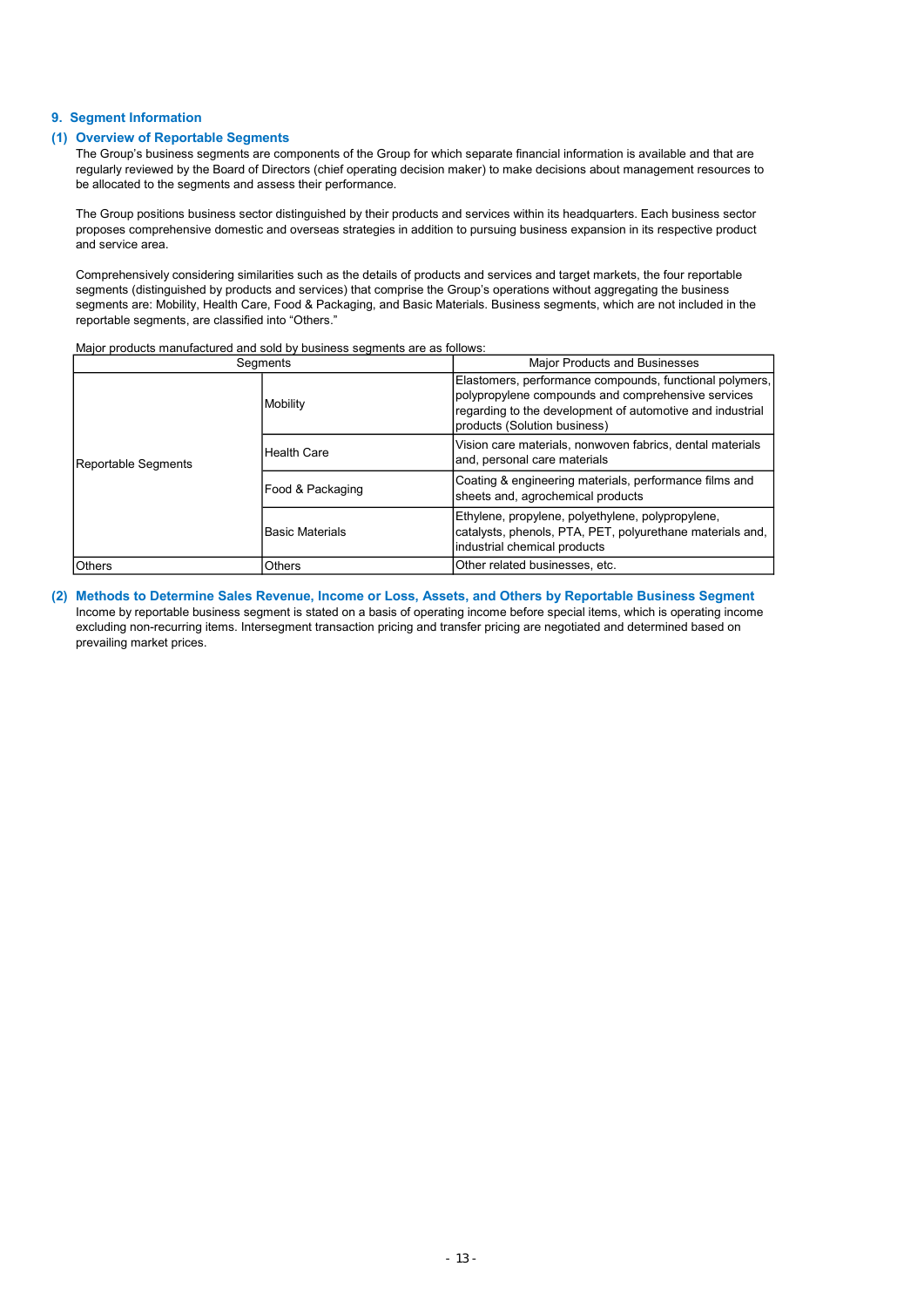## 9. Segment Information

### (1) Overview of Reportable Segments

The Group's business segments are components of the Group for which separate financial information is available and that are regularly reviewed by the Board of Directors (chief operating decision maker) to make decisions about management resources to be allocated to the segments and assess their performance.

The Group positions business sector distinguished by their products and services within its headquarters. Each business sector proposes comprehensive domestic and overseas strategies in addition to pursuing business expansion in its respective product and service area.

Comprehensively considering similarities such as the details of products and services and target markets, the four reportable segments (distinguished by products and services) that comprise the Group's operations without aggregating the business segments are: Mobility, Health Care, Food & Packaging, and Basic Materials. Business segments, which are not included in the reportable segments, are classified into "Others."

Major products manufactured and sold by business segments are as follows:

| Segments | | Major Products and Businesses |
|---|---|---|
| Reportable Segments | Mobility | Elastomers, performance compounds, functional polymers, polypropylene compounds and comprehensive services regarding to the development of automotive and industrial products (Solution business) |
| | Health Care | Vision care materials, nonwoven fabrics, dental materials and, personal care materials |
| | Food & Packaging | Coating & engineering materials, performance films and sheets and, agrochemical products |
| | Basic Materials | Ethylene, propylene, polyethylene, polypropylene, catalysts, phenols, PTA, PET, polyurethane materials and, industrial chemical products |
| Others | Others | Other related businesses, etc. |

### (2) Methods to Determine Sales Revenue, Income or Loss, Assets, and Others by Reportable Business Segment

Income by reportable business segment is stated on a basis of operating income before special items, which is operating income excluding non-recurring items. Intersegment transaction pricing and transfer pricing are negotiated and determined based on prevailing market prices.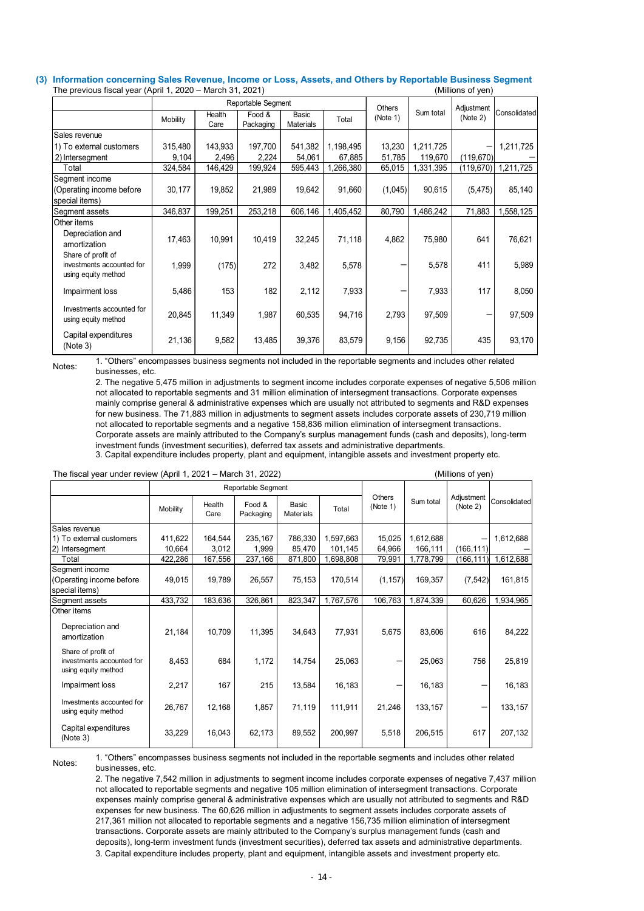### (3) Information concerning Sales Revenue, Income or Loss, Assets, and Others by Reportable Business Segment

The previous fiscal year (April 1, 2020 – March 31, 2021) (Millions of yen)

| | Reportable Segment | | | | | Others (Note 1) | Sum total | Adjustment (Note 2) | Consolidated |
|---|---|---|---|---|---|---|---|---|---|
| | Mobility | Health Care | Food & Packaging | Basic Materials | Total | | | | |
| Sales revenue | | | | | | | | | |
| 1) To external customers | 315,480 | 143,933 | 197,700 | 541,382 | 1,198,495 | 13,230 | 1,211,725 | – | 1,211,725 |
| 2) Intersegment | 9,104 | 2,496 | 2,224 | 54,061 | 67,885 | 51,785 | 119,670 | (119,670) | – |
| Total | 324,584 | 146,429 | 199,924 | 595,443 | 1,266,380 | 65,015 | 1,331,395 | (119,670) | 1,211,725 |
| Segment income (Operating income before special items) | 30,177 | 19,852 | 21,989 | 19,642 | 91,660 | (1,045) | 90,615 | (5,475) | 85,140 |
| Segment assets | 346,837 | 199,251 | 253,218 | 606,146 | 1,405,452 | 80,790 | 1,486,242 | 71,883 | 1,558,125 |
| Other items | | | | | | | | | |
| Depreciation and amortization | 17,463 | 10,991 | 10,419 | 32,245 | 71,118 | 4,862 | 75,980 | 641 | 76,621 |
| Share of profit of investments accounted for using equity method | 1,999 | (175) | 272 | 3,482 | 5,578 | – | 5,578 | 411 | 5,989 |
| Impairment loss | 5,486 | 153 | 182 | 2,112 | 7,933 | – | 7,933 | 117 | 8,050 |
| Investments accounted for using equity method | 20,845 | 11,349 | 1,987 | 60,535 | 94,716 | 2,793 | 97,509 | – | 97,509 |
| Capital expenditures (Note 3) | 21,136 | 9,582 | 13,485 | 39,376 | 83,579 | 9,156 | 92,735 | 435 | 93,170 |

Notes:

1. "Others" encompasses business segments not included in the reportable segments and includes other related businesses, etc.
2. The negative 5,475 million in adjustments to segment income includes corporate expenses of negative 5,506 million not allocated to reportable segments and 31 million elimination of intersegment transactions. Corporate expenses mainly comprise general & administrative expenses which are usually not attributed to segments and R&D expenses for new business. The 71,883 million in adjustments to segment assets includes corporate assets of 230,719 million not allocated to reportable segments and a negative 158,836 million elimination of intersegment transactions. Corporate assets are mainly attributed to the Company's surplus management funds (cash and deposits), long-term investment funds (investment securities), deferred tax assets and administrative departments.
3. Capital expenditure includes property, plant and equipment, intangible assets and investment property etc.

The fiscal year under review (April 1, 2021 – March 31, 2022) (Millions of yen)

| | Reportable Segment | | | | | Others (Note 1) | Sum total | Adjustment (Note 2) | Consolidated |
|---|---|---|---|---|---|---|---|---|---|
| | Mobility | Health Care | Food & Packaging | Basic Materials | Total | | | | |
| Sales revenue | | | | | | | | | |
| 1) To external customers | 411,622 | 164,544 | 235,167 | 786,330 | 1,597,663 | 15,025 | 1,612,688 | – | 1,612,688 |
| 2) Intersegment | 10,664 | 3,012 | 1,999 | 85,470 | 101,145 | 64,966 | 166,111 | (166,111) | – |
| Total | 422,286 | 167,556 | 237,166 | 871,800 | 1,698,808 | 79,991 | 1,778,799 | (166,111) | 1,612,688 |
| Segment income (Operating income before special items) | 49,015 | 19,789 | 26,557 | 75,153 | 170,514 | (1,157) | 169,357 | (7,542) | 161,815 |
| Segment assets | 433,732 | 183,636 | 326,861 | 823,347 | 1,767,576 | 106,763 | 1,874,339 | 60,626 | 1,934,965 |
| Other items | | | | | | | | | |
| Depreciation and amortization | 21,184 | 10,709 | 11,395 | 34,643 | 77,931 | 5,675 | 83,606 | 616 | 84,222 |
| Share of profit of investments accounted for using equity method | 8,453 | 684 | 1,172 | 14,754 | 25,063 | – | 25,063 | 756 | 25,819 |
| Impairment loss | 2,217 | 167 | 215 | 13,584 | 16,183 | – | 16,183 | – | 16,183 |
| Investments accounted for using equity method | 26,767 | 12,168 | 1,857 | 71,119 | 111,911 | 21,246 | 133,157 | – | 133,157 |
| Capital expenditures (Note 3) | 33,229 | 16,043 | 62,173 | 89,552 | 200,997 | 5,518 | 206,515 | 617 | 207,132 |

Notes:

1. "Others" encompasses business segments not included in the reportable segments and includes other related businesses, etc.
2. The negative 7,542 million in adjustments to segment income includes corporate expenses of negative 7,437 million not allocated to reportable segments and negative 105 million elimination of intersegment transactions. Corporate expenses mainly comprise general & administrative expenses which are usually not attributed to segments and R&D expenses for new business. The 60,626 million in adjustments to segment assets includes corporate assets of 217,361 million not allocated to reportable segments and a negative 156,735 million elimination of intersegment transactions. Corporate assets are mainly attributed to the Company's surplus management funds (cash and deposits), long-term investment funds (investment securities), deferred tax assets and administrative departments.
3. Capital expenditure includes property, plant and equipment, intangible assets and investment property etc.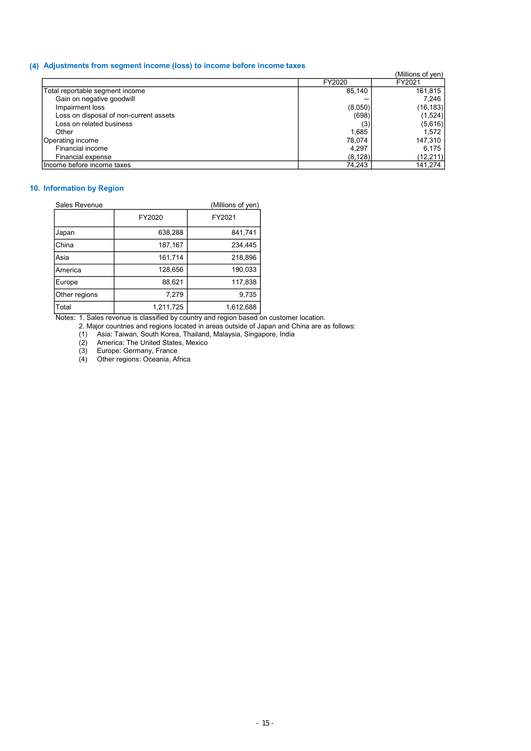### (4) Adjustments from segment income (loss) to income before income taxes

(Millions of yen)

| | FY2020 | FY2021 |
|---|---|---|
| Total reportable segment income | 85,140 | 161,815 |
| Gain on negative goodwill | — | 7,246 |
| Impairment loss | (8,050) | (16,183) |
| Loss on disposal of non-current assets | (698) | (1,524) |
| Loss on related business | (3) | (5,616) |
| Other | 1,685 | 1,572 |
| Operating income | 78,074 | 147,310 |
| Financial income | 4,297 | 6,175 |
| Financial expense | (8,128) | (12,211) |
| Income before income taxes | 74,243 | 141,274 |

## 10. Information by Region

Sales Revenue (Millions of yen)

| | FY2020 | FY2021 |
|---|---|---|
| Japan | 638,288 | 841,741 |
| China | 187,167 | 234,445 |
| Asia | 161,714 | 218,896 |
| America | 128,656 | 190,033 |
| Europe | 88,621 | 117,838 |
| Other regions | 7,279 | 9,735 |
| Total | 1,211,725 | 1,612,688 |

Notes: 1. Sales revenue is classified by country and region based on customer location.

2. Major countries and regions located in areas outside of Japan and China are as follows:

(1) Asia: Taiwan, South Korea, Thailand, Malaysia, Singapore, India

(2) America: The United States, Mexico

(3) Europe: Germany, France

(4) Other regions: Oceania, Africa